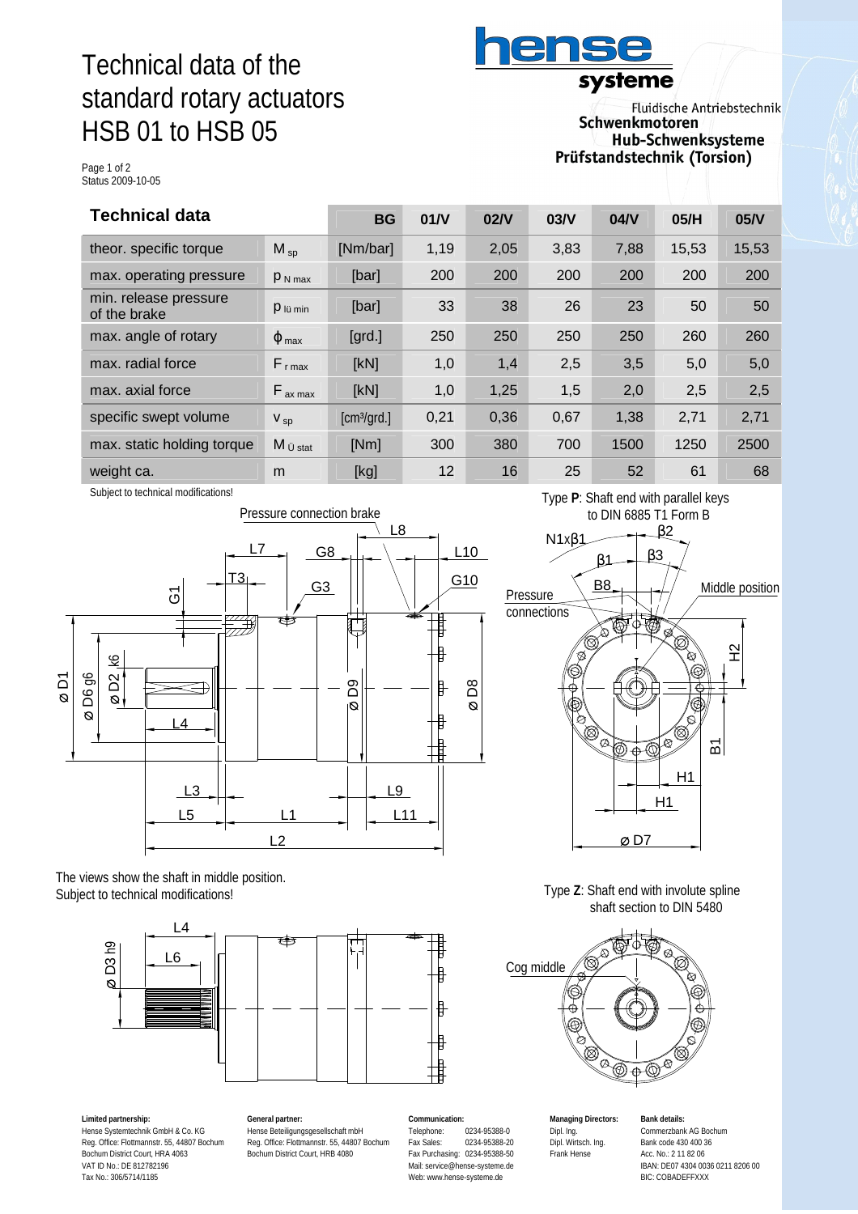# Technical data of the standard rotary actuators HSB 01 to HSB 05

**hense systeme**

Fluidische Antriebstechnik
**Schwenkmotoren**
**Hub-Schwenksysteme**
**Prüfstandstechnik (Torsion)**

Page 1 of 2
Status 2009-10-05

| **Technical data** | | **BG** | **01/V** | **02/V** | **03/V** | **04/V** | **05/H** | **05/V** |
|---|---|---|---|---|---|---|---|---|
| theor. specific torque | $M_{sp}$ | [Nm/bar] | 1,19 | 2,05 | 3,83 | 7,88 | 15,53 | 15,53 |
| max. operating pressure | $p_{N\,max}$ | [bar] | 200 | 200 | 200 | 200 | 200 | 200 |
| min. release pressure of the brake | $p_{lü\,min}$ | [bar] | 33 | 38 | 26 | 23 | 50 | 50 |
| max. angle of rotary | $\varphi_{max}$ | [grd.] | 250 | 250 | 250 | 250 | 260 | 260 |
| max. radial force | $F_{r\,max}$ | [kN] | 1,0 | 1,4 | 2,5 | 3,5 | 5,0 | 5,0 |
| max. axial force | $F_{ax\,max}$ | [kN] | 1,0 | 1,25 | 1,5 | 2,0 | 2,5 | 2,5 |
| specific swept volume | $V_{sp}$ | [cm³/grd.] | 0,21 | 0,36 | 0,67 | 1,38 | 2,71 | 2,71 |
| max. static holding torque | $M_{Ü\,stat}$ | [Nm] | 300 | 380 | 700 | 1500 | 1250 | 2500 |
| weight ca. | m | [kg] | 12 | 16 | 25 | 52 | 61 | 68 |

Subject to technical modifications!

Pressure connection brake

Type **P**: Shaft end with parallel keys to DIN 6885 T1 Form B

Pressure connections

Middle position

The views show the shaft in middle position.
Subject to technical modifications!

Type **Z**: Shaft end with involute spline shaft section to DIN 5480

Cog middle

**Limited partnership:**
Hense Systemtechnik GmbH & Co. KG
Reg. Office: Flottmannstr. 55, 44807 Bochum
Bochum District Court, HRA 4063
VAT ID No.: DE 812782196
Tax No.: 306/5714/1185

**General partner:**
Hense Beteiligungsgesellschaft mbH
Reg. Office: Flottmannstr. 55, 44807 Bochum
Bochum District Court, HRB 4080

**Communication:**
Telephone: 0234-95388-0
Fax Sales: 0234-95388-20
Fax Purchasing: 0234-95388-50
Mail: service@hense-systeme.de
Web: www.hense-systeme.de

**Managing Directors:**
Dipl. Ing.
Dipl. Wirtsch. Ing.
Frank Hense

**Bank details:**
Commerzbank AG Bochum
Bank code 430 400 36
Acc. No.: 2 11 82 06
IBAN: DE07 4304 0036 0211 8206 00
BIC: COBADEFFXXX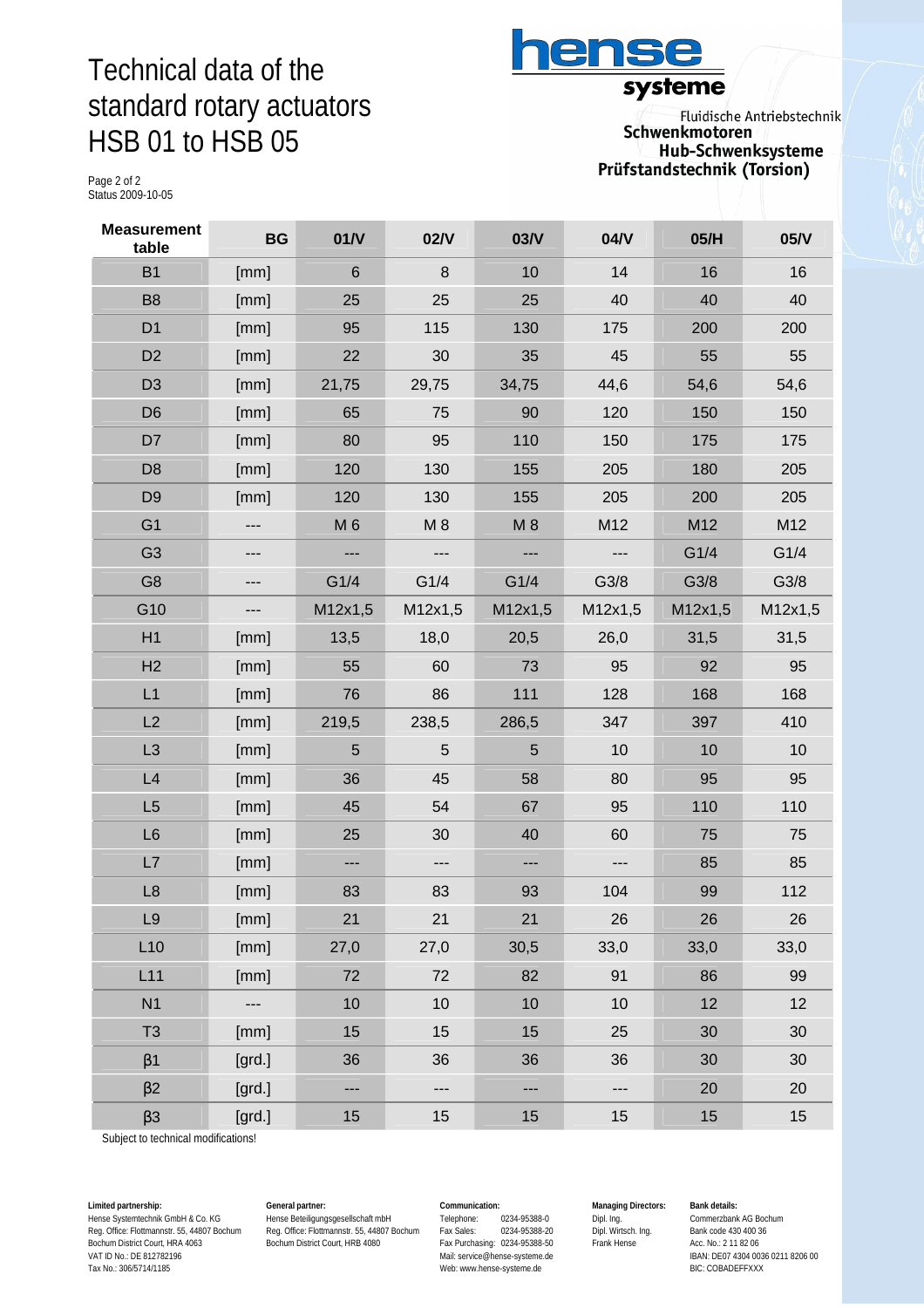# Technical data of the standard rotary actuators HSB 01 to HSB 05

**hense systeme**

Fluidische Antriebstechnik
**Schwenkmotoren**
**Hub-Schwenksysteme**
**Prüfstandstechnik (Torsion)**

Page 2 of 2
Status 2009-10-05

| Measurement table | BG | 01/V | 02/V | 03/V | 04/V | 05/H | 05/V |
|---|---|---|---|---|---|---|---|
| B1 | [mm] | 6 | 8 | 10 | 14 | 16 | 16 |
| B8 | [mm] | 25 | 25 | 25 | 40 | 40 | 40 |
| D1 | [mm] | 95 | 115 | 130 | 175 | 200 | 200 |
| D2 | [mm] | 22 | 30 | 35 | 45 | 55 | 55 |
| D3 | [mm] | 21,75 | 29,75 | 34,75 | 44,6 | 54,6 | 54,6 |
| D6 | [mm] | 65 | 75 | 90 | 120 | 150 | 150 |
| D7 | [mm] | 80 | 95 | 110 | 150 | 175 | 175 |
| D8 | [mm] | 120 | 130 | 155 | 205 | 180 | 205 |
| D9 | [mm] | 120 | 130 | 155 | 205 | 200 | 205 |
| G1 | --- | M 6 | M 8 | M 8 | M12 | M12 | M12 |
| G3 | --- | --- | --- | --- | --- | G1/4 | G1/4 |
| G8 | --- | G1/4 | G1/4 | G1/4 | G3/8 | G3/8 | G3/8 |
| G10 | --- | M12x1,5 | M12x1,5 | M12x1,5 | M12x1,5 | M12x1,5 | M12x1,5 |
| H1 | [mm] | 13,5 | 18,0 | 20,5 | 26,0 | 31,5 | 31,5 |
| H2 | [mm] | 55 | 60 | 73 | 95 | 92 | 95 |
| L1 | [mm] | 76 | 86 | 111 | 128 | 168 | 168 |
| L2 | [mm] | 219,5 | 238,5 | 286,5 | 347 | 397 | 410 |
| L3 | [mm] | 5 | 5 | 5 | 10 | 10 | 10 |
| L4 | [mm] | 36 | 45 | 58 | 80 | 95 | 95 |
| L5 | [mm] | 45 | 54 | 67 | 95 | 110 | 110 |
| L6 | [mm] | 25 | 30 | 40 | 60 | 75 | 75 |
| L7 | [mm] | --- | --- | --- | --- | 85 | 85 |
| L8 | [mm] | 83 | 83 | 93 | 104 | 99 | 112 |
| L9 | [mm] | 21 | 21 | 21 | 26 | 26 | 26 |
| L10 | [mm] | 27,0 | 27,0 | 30,5 | 33,0 | 33,0 | 33,0 |
| L11 | [mm] | 72 | 72 | 82 | 91 | 86 | 99 |
| N1 | --- | 10 | 10 | 10 | 10 | 12 | 12 |
| T3 | [mm] | 15 | 15 | 15 | 25 | 30 | 30 |
| β1 | [grd.] | 36 | 36 | 36 | 36 | 30 | 30 |
| β2 | [grd.] | --- | --- | --- | --- | 20 | 20 |
| β3 | [grd.] | 15 | 15 | 15 | 15 | 15 | 15 |

Subject to technical modifications!

**Limited partnership:**
Hense Systemtechnik GmbH & Co. KG
Reg. Office: Flottmannstr. 55, 44807 Bochum
Bochum District Court, HRA 4063
VAT ID No.: DE 812782196
Tax No.: 306/5714/1185

**General partner:**
Hense Beteiligungsgesellschaft mbH
Reg. Office: Flottmannstr. 55, 44807 Bochum
Bochum District Court, HRB 4080

**Communication:**
Telephone: 0234-95388-0
Fax Sales: 0234-95388-20
Fax Purchasing: 0234-95388-50
Mail: service@hense-systeme.de
Web: www.hense-systeme.de

**Managing Directors:**
Dipl. Ing.
Dipl. Wirtsch. Ing.
Frank Hense

**Bank details:**
Commerzbank AG Bochum
Bank code 430 400 36
Acc. No.: 2 11 82 06
IBAN: DE07 4304 0036 0211 8206 00
BIC: COBADEFFXXX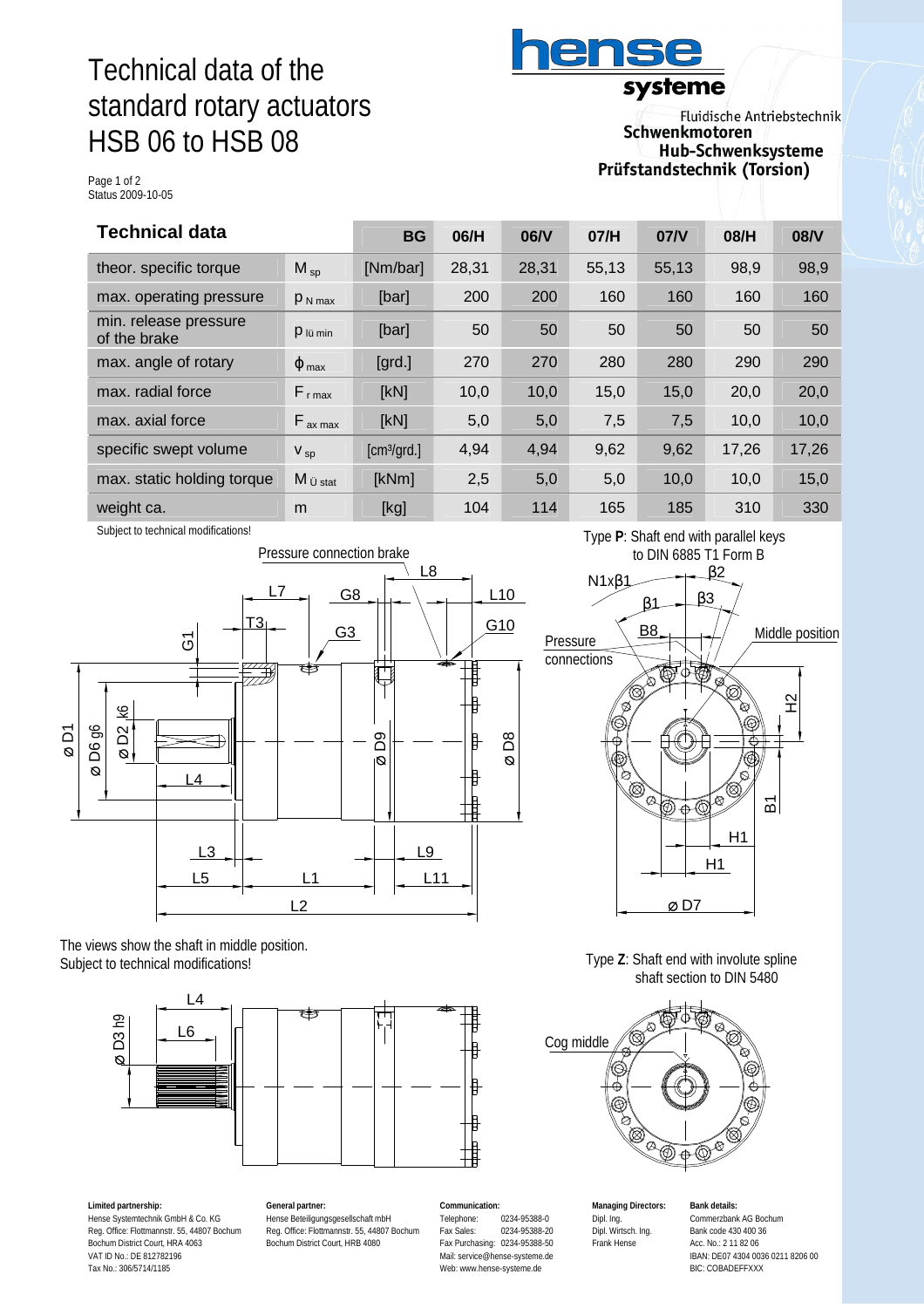# Technical data of the standard rotary actuators HSB 06 to HSB 08

Page 1 of 2
Status 2009-10-05

hense systeme
Fluidische Antriebstechnik
Schwenkmotoren
Hub-Schwenksysteme
Prüfstandstechnik (Torsion)

| Technical data | | BG | 06/H | 06/V | 07/H | 07/V | 08/H | 08/V |
|---|---|---|---|---|---|---|---|---|
| theor. specific torque | $M_{sp}$ | [Nm/bar] | 28,31 | 28,31 | 55,13 | 55,13 | 98,9 | 98,9 |
| max. operating pressure | $p_{N\,max}$ | [bar] | 200 | 200 | 160 | 160 | 160 | 160 |
| min. release pressure of the brake | $p_{lü\,min}$ | [bar] | 50 | 50 | 50 | 50 | 50 | 50 |
| max. angle of rotary | $\varphi_{max}$ | [grd.] | 270 | 270 | 280 | 280 | 290 | 290 |
| max. radial force | $F_{r\,max}$ | [kN] | 10,0 | 10,0 | 15,0 | 15,0 | 20,0 | 20,0 |
| max. axial force | $F_{ax\,max}$ | [kN] | 5,0 | 5,0 | 7,5 | 7,5 | 10,0 | 10,0 |
| specific swept volume | $V_{sp}$ | [cm³/grd.] | 4,94 | 4,94 | 9,62 | 9,62 | 17,26 | 17,26 |
| max. static holding torque | $M_{Ü\,stat}$ | [kNm] | 2,5 | 5,0 | 5,0 | 10,0 | 10,0 | 15,0 |
| weight ca. | m | [kg] | 104 | 114 | 165 | 185 | 310 | 330 |

Subject to technical modifications!

Pressure connection brake
L7 G8 L8 L10 T3 G3 G10 G1
ø D1 ø D6 g6 ø D2 k6 ø D9 ø D8
L4 L3 L9 L5 L1 L11 L2

Type **P**: Shaft end with parallel keys to DIN 6885 T1 Form B

N1xβ1 β2 β1 β3 B8 Pressure connections Middle position H2 B1 H1 H1 ø D7

The views show the shaft in middle position.
Subject to technical modifications!

L4 L6 ø D3 h9 T1

Type **Z**: Shaft end with involute spline shaft section to DIN 5480

Cog middle

**Limited partnership:**
Hense Systemtechnik GmbH & Co. KG
Reg. Office: Flottmannstr. 55, 44807 Bochum
Bochum District Court, HRA 4063
VAT ID No.: DE 812782196
Tax No.: 306/5714/1185

**General partner:**
Hense Beteiligungsgesellschaft mbH
Reg. Office: Flottmannstr. 55, 44807 Bochum
Bochum District Court, HRB 4080

**Communication:**
Telephone: 0234-95388-0
Fax Sales: 0234-95388-20
Fax Purchasing: 0234-95388-50
Mail: service@hense-systeme.de
Web: www.hense-systeme.de

**Managing Directors:**
Dipl. Ing.
Dipl. Wirtsch. Ing.
Frank Hense

**Bank details:**
Commerzbank AG Bochum
Bank code 430 400 36
Acc. No.: 2 11 82 06
IBAN: DE07 4304 0036 0211 8206 00
BIC: COBADEFFXXX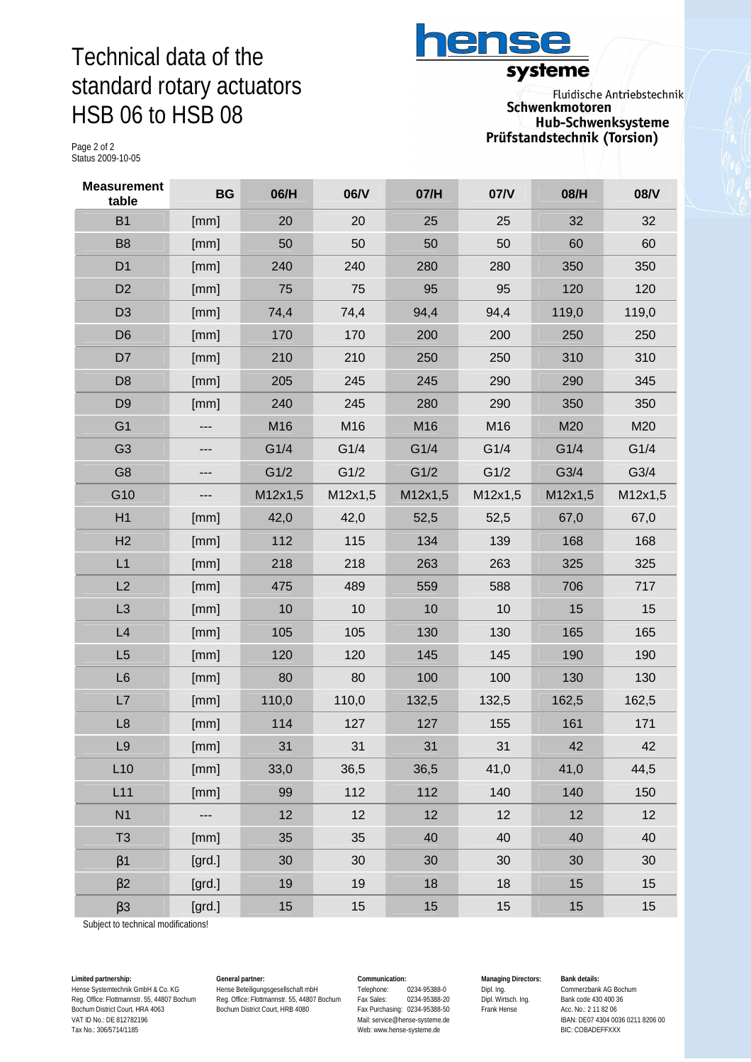# Technical data of the standard rotary actuators HSB 06 to HSB 08

Page 2 of 2
Status 2009-10-05

hense systeme

Fluidische Antriebstechnik
**Schwenkmotoren**
**Hub-Schwenksysteme**
**Prüfstandstechnik (Torsion)**

| Measurement table | BG | 06/H | 06/V | 07/H | 07/V | 08/H | 08/V |
|---|---|---|---|---|---|---|---|
| B1 | [mm] | 20 | 20 | 25 | 25 | 32 | 32 |
| B8 | [mm] | 50 | 50 | 50 | 50 | 60 | 60 |
| D1 | [mm] | 240 | 240 | 280 | 280 | 350 | 350 |
| D2 | [mm] | 75 | 75 | 95 | 95 | 120 | 120 |
| D3 | [mm] | 74,4 | 74,4 | 94,4 | 94,4 | 119,0 | 119,0 |
| D6 | [mm] | 170 | 170 | 200 | 200 | 250 | 250 |
| D7 | [mm] | 210 | 210 | 250 | 250 | 310 | 310 |
| D8 | [mm] | 205 | 245 | 245 | 290 | 290 | 345 |
| D9 | [mm] | 240 | 245 | 280 | 290 | 350 | 350 |
| G1 | --- | M16 | M16 | M16 | M16 | M20 | M20 |
| G3 | --- | G1/4 | G1/4 | G1/4 | G1/4 | G1/4 | G1/4 |
| G8 | --- | G1/2 | G1/2 | G1/2 | G1/2 | G3/4 | G3/4 |
| G10 | --- | M12x1,5 | M12x1,5 | M12x1,5 | M12x1,5 | M12x1,5 | M12x1,5 |
| H1 | [mm] | 42,0 | 42,0 | 52,5 | 52,5 | 67,0 | 67,0 |
| H2 | [mm] | 112 | 115 | 134 | 139 | 168 | 168 |
| L1 | [mm] | 218 | 218 | 263 | 263 | 325 | 325 |
| L2 | [mm] | 475 | 489 | 559 | 588 | 706 | 717 |
| L3 | [mm] | 10 | 10 | 10 | 10 | 15 | 15 |
| L4 | [mm] | 105 | 105 | 130 | 130 | 165 | 165 |
| L5 | [mm] | 120 | 120 | 145 | 145 | 190 | 190 |
| L6 | [mm] | 80 | 80 | 100 | 100 | 130 | 130 |
| L7 | [mm] | 110,0 | 110,0 | 132,5 | 132,5 | 162,5 | 162,5 |
| L8 | [mm] | 114 | 127 | 127 | 155 | 161 | 171 |
| L9 | [mm] | 31 | 31 | 31 | 31 | 42 | 42 |
| L10 | [mm] | 33,0 | 36,5 | 36,5 | 41,0 | 41,0 | 44,5 |
| L11 | [mm] | 99 | 112 | 112 | 140 | 140 | 150 |
| N1 | --- | 12 | 12 | 12 | 12 | 12 | 12 |
| T3 | [mm] | 35 | 35 | 40 | 40 | 40 | 40 |
| β1 | [grd.] | 30 | 30 | 30 | 30 | 30 | 30 |
| β2 | [grd.] | 19 | 19 | 18 | 18 | 15 | 15 |
| β3 | [grd.] | 15 | 15 | 15 | 15 | 15 | 15 |

Subject to technical modifications!

**Limited partnership:**
Hense Systemtechnik GmbH & Co. KG
Reg. Office: Flottmannstr. 55, 44807 Bochum
Bochum District Court, HRA 4063
VAT ID No.: DE 812782196
Tax No.: 306/5714/1185

**General partner:**
Hense Beteiligungsgesellschaft mbH
Reg. Office: Flottmannstr. 55, 44807 Bochum
Bochum District Court, HRB 4080

**Communication:**
Telephone: 0234-95388-0
Fax Sales: 0234-95388-20
Fax Purchasing: 0234-95388-50
Mail: service@hense-systeme.de
Web: www.hense-systeme.de

**Managing Directors:**
Dipl. Ing.
Dipl. Wirtsch. Ing.
Frank Hense

**Bank details:**
Commerzbank AG Bochum
Bank code 430 400 36
Acc. No.: 2 11 82 06
IBAN: DE07 4304 0036 0211 8206 00
BIC: COBADEFFXXX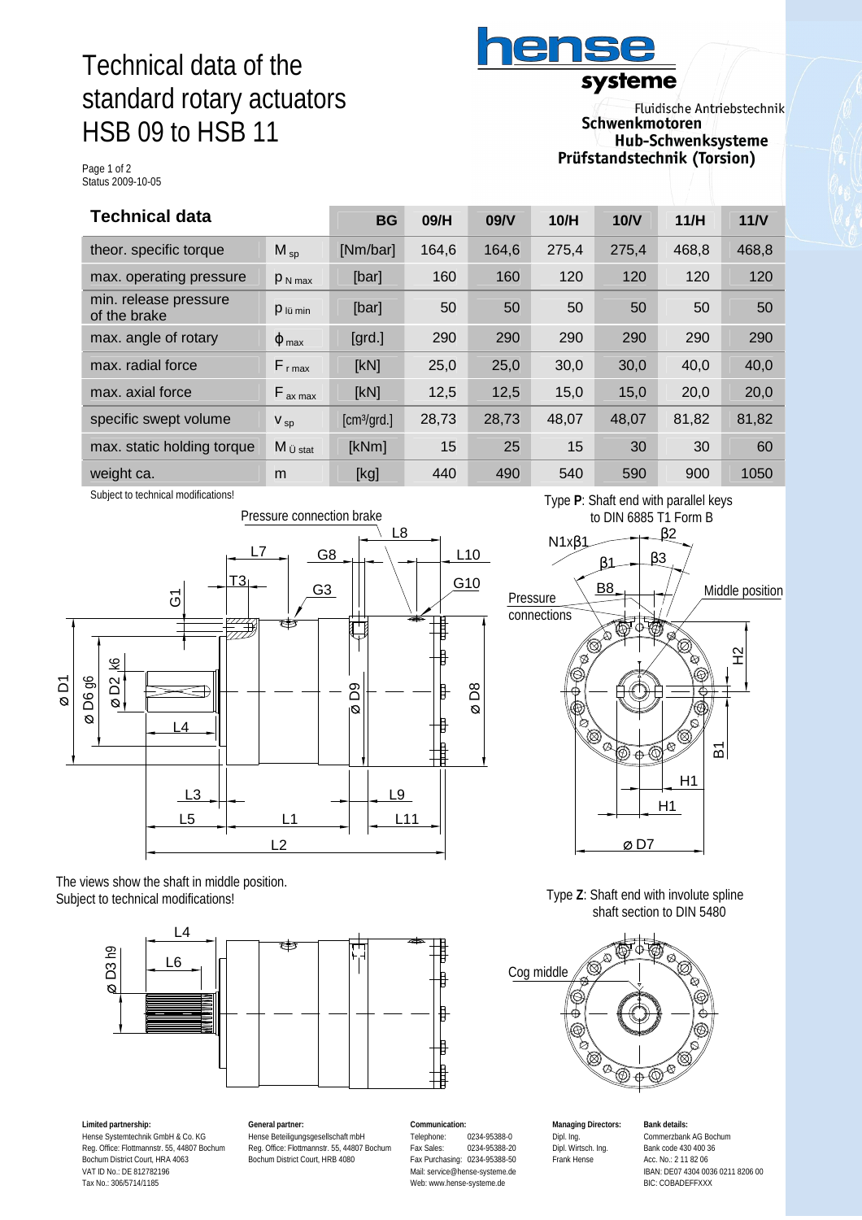# Technical data of the standard rotary actuators HSB 09 to HSB 11

hense systeme

Fluidische Antriebstechnik
**Schwenkmotoren**
**Hub-Schwenksysteme**
**Prüfstandstechnik (Torsion)**

Page 1 of 2
Status 2009-10-05

| Technical data | | BG | 09/H | 09/V | 10/H | 10/V | 11/H | 11/V |
|---|---|---|---|---|---|---|---|---|
| theor. specific torque | $M_{sp}$ | [Nm/bar] | 164,6 | 164,6 | 275,4 | 275,4 | 468,8 | 468,8 |
| max. operating pressure | $p_{N\,max}$ | [bar] | 160 | 160 | 120 | 120 | 120 | 120 |
| min. release pressure of the brake | $p_{lü\,min}$ | [bar] | 50 | 50 | 50 | 50 | 50 | 50 |
| max. angle of rotary | $\varphi_{max}$ | [grd.] | 290 | 290 | 290 | 290 | 290 | 290 |
| max. radial force | $F_{r\,max}$ | [kN] | 25,0 | 25,0 | 30,0 | 30,0 | 40,0 | 40,0 |
| max. axial force | $F_{ax\,max}$ | [kN] | 12,5 | 12,5 | 15,0 | 15,0 | 20,0 | 20,0 |
| specific swept volume | $V_{sp}$ | [cm³/grd.] | 28,73 | 28,73 | 48,07 | 48,07 | 81,82 | 81,82 |
| max. static holding torque | $M_{Ü\,stat}$ | [kNm] | 15 | 25 | 15 | 30 | 30 | 60 |
| weight ca. | m | [kg] | 440 | 490 | 540 | 590 | 900 | 1050 |

Subject to technical modifications!

Pressure connection brake
L7 G8 L8 L10 G1 T3 G3 G10
Ø D1 Ø D6 g6 Ø D2 k6 Ø D9 Ø D8
L4 L3 L9 L5 L1 L11 L2

Type **P**: Shaft end with parallel keys to DIN 6885 T1 Form B

N1xβ1 β2 β1 β3 B8 Middle position
Pressure connections
H2 B1 H1 H1 Ø D7

The views show the shaft in middle position.
Subject to technical modifications!

L4 L6 Ø D3 h9 T1

Type **Z**: Shaft end with involute spline shaft section to DIN 5480

Cog middle

**Limited partnership:**
Hense Systemtechnik GmbH & Co. KG
Reg. Office: Flottmannstr. 55, 44807 Bochum
Bochum District Court, HRA 4063
VAT ID No.: DE 812782196
Tax No.: 306/5714/1185

**General partner:**
Hense Beteiligungsgesellschaft mbH
Reg. Office: Flottmannstr. 55, 44807 Bochum
Bochum District Court, HRB 4080

**Communication:**
Telephone: 0234-95388-0
Fax Sales: 0234-95388-20
Fax Purchasing: 0234-95388-50
Mail: service@hense-systeme.de
Web: www.hense-systeme.de

**Managing Directors:**
Dipl. Ing.
Dipl. Wirtsch. Ing.
Frank Hense

**Bank details:**
Commerzbank AG Bochum
Bank code 430 400 36
Acc. No.: 2 11 82 06
IBAN: DE07 4304 0036 0211 8206 00
BIC: COBADEFFXXX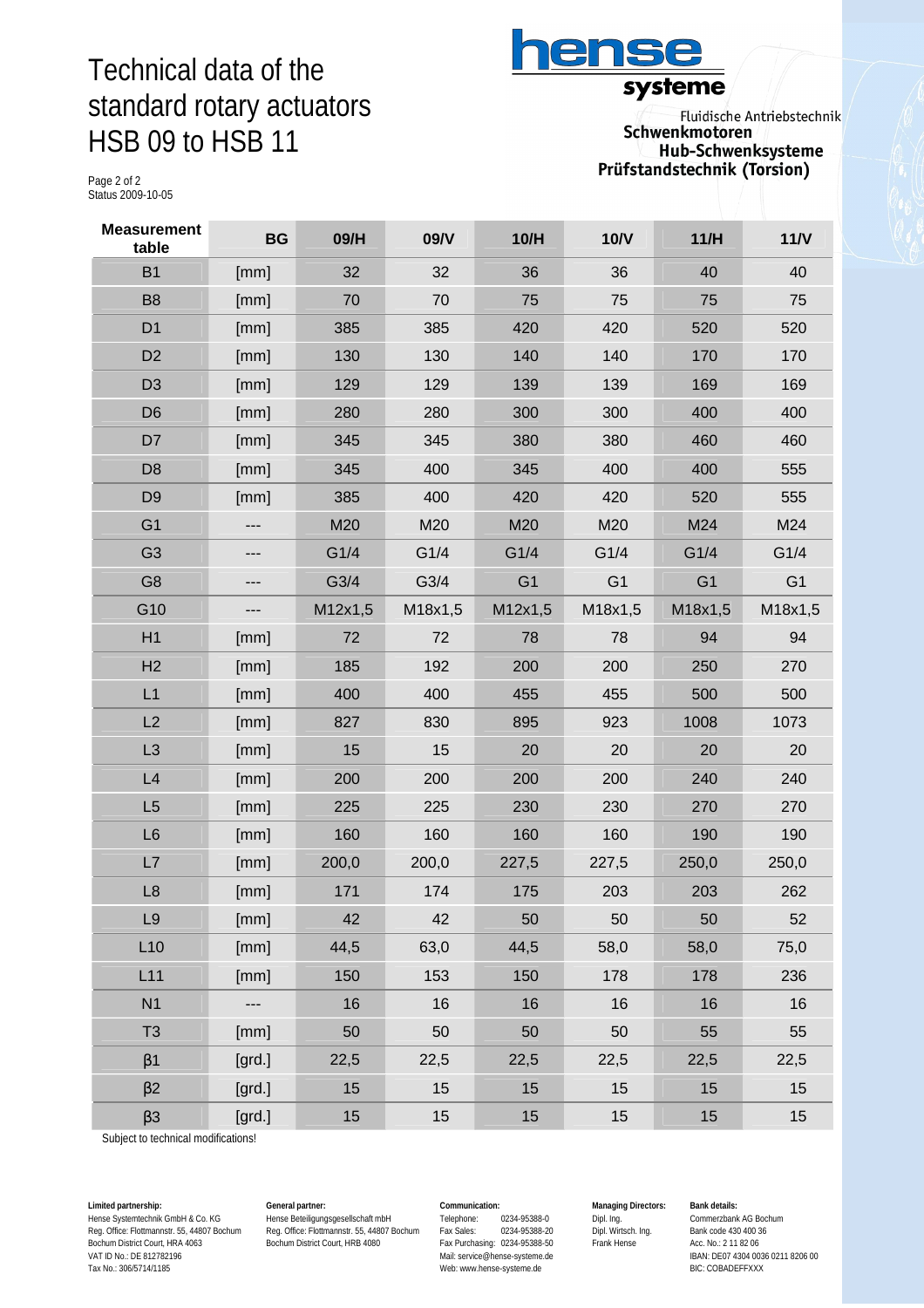# Technical data of the standard rotary actuators HSB 09 to HSB 11

Page 2 of 2
Status 2009-10-05

**hense systeme**

Fluidische Antriebstechnik
**Schwenkmotoren**
**Hub-Schwenksysteme**
**Prüfstandstechnik (Torsion)**

| Measurement table | BG | 09/H | 09/V | 10/H | 10/V | 11/H | 11/V |
|---|---|---|---|---|---|---|---|
| B1 | [mm] | 32 | 32 | 36 | 36 | 40 | 40 |
| B8 | [mm] | 70 | 70 | 75 | 75 | 75 | 75 |
| D1 | [mm] | 385 | 385 | 420 | 420 | 520 | 520 |
| D2 | [mm] | 130 | 130 | 140 | 140 | 170 | 170 |
| D3 | [mm] | 129 | 129 | 139 | 139 | 169 | 169 |
| D6 | [mm] | 280 | 280 | 300 | 300 | 400 | 400 |
| D7 | [mm] | 345 | 345 | 380 | 380 | 460 | 460 |
| D8 | [mm] | 345 | 400 | 345 | 400 | 400 | 555 |
| D9 | [mm] | 385 | 400 | 420 | 420 | 520 | 555 |
| G1 | --- | M20 | M20 | M20 | M20 | M24 | M24 |
| G3 | --- | G1/4 | G1/4 | G1/4 | G1/4 | G1/4 | G1/4 |
| G8 | --- | G3/4 | G3/4 | G1 | G1 | G1 | G1 |
| G10 | --- | M12x1,5 | M18x1,5 | M12x1,5 | M18x1,5 | M18x1,5 | M18x1,5 |
| H1 | [mm] | 72 | 72 | 78 | 78 | 94 | 94 |
| H2 | [mm] | 185 | 192 | 200 | 200 | 250 | 270 |
| L1 | [mm] | 400 | 400 | 455 | 455 | 500 | 500 |
| L2 | [mm] | 827 | 830 | 895 | 923 | 1008 | 1073 |
| L3 | [mm] | 15 | 15 | 20 | 20 | 20 | 20 |
| L4 | [mm] | 200 | 200 | 200 | 200 | 240 | 240 |
| L5 | [mm] | 225 | 225 | 230 | 230 | 270 | 270 |
| L6 | [mm] | 160 | 160 | 160 | 160 | 190 | 190 |
| L7 | [mm] | 200,0 | 200,0 | 227,5 | 227,5 | 250,0 | 250,0 |
| L8 | [mm] | 171 | 174 | 175 | 203 | 203 | 262 |
| L9 | [mm] | 42 | 42 | 50 | 50 | 50 | 52 |
| L10 | [mm] | 44,5 | 63,0 | 44,5 | 58,0 | 58,0 | 75,0 |
| L11 | [mm] | 150 | 153 | 150 | 178 | 178 | 236 |
| N1 | --- | 16 | 16 | 16 | 16 | 16 | 16 |
| T3 | [mm] | 50 | 50 | 50 | 50 | 55 | 55 |
| β1 | [grd.] | 22,5 | 22,5 | 22,5 | 22,5 | 22,5 | 22,5 |
| β2 | [grd.] | 15 | 15 | 15 | 15 | 15 | 15 |
| β3 | [grd.] | 15 | 15 | 15 | 15 | 15 | 15 |

Subject to technical modifications!

**Limited partnership:**
Hense Systemtechnik GmbH & Co. KG
Reg. Office: Flottmannstr. 55, 44807 Bochum
Bochum District Court, HRA 4063
VAT ID No.: DE 812782196
Tax No.: 306/5714/1185

**General partner:**
Hense Beteiligungsgesellschaft mbH
Reg. Office: Flottmannstr. 55, 44807 Bochum
Bochum District Court, HRB 4080

**Communication:**
Telephone: 0234-95388-0
Fax Sales: 0234-95388-20
Fax Purchasing: 0234-95388-50
Mail: service@hense-systeme.de
Web: www.hense-systeme.de

**Managing Directors:**
Dipl. Ing.
Dipl. Wirtsch. Ing.
Frank Hense

**Bank details:**
Commerzbank AG Bochum
Bank code 430 400 36
Acc. No.: 2 11 82 06
IBAN: DE07 4304 0036 0211 8206 00
BIC: COBADEFFXXX